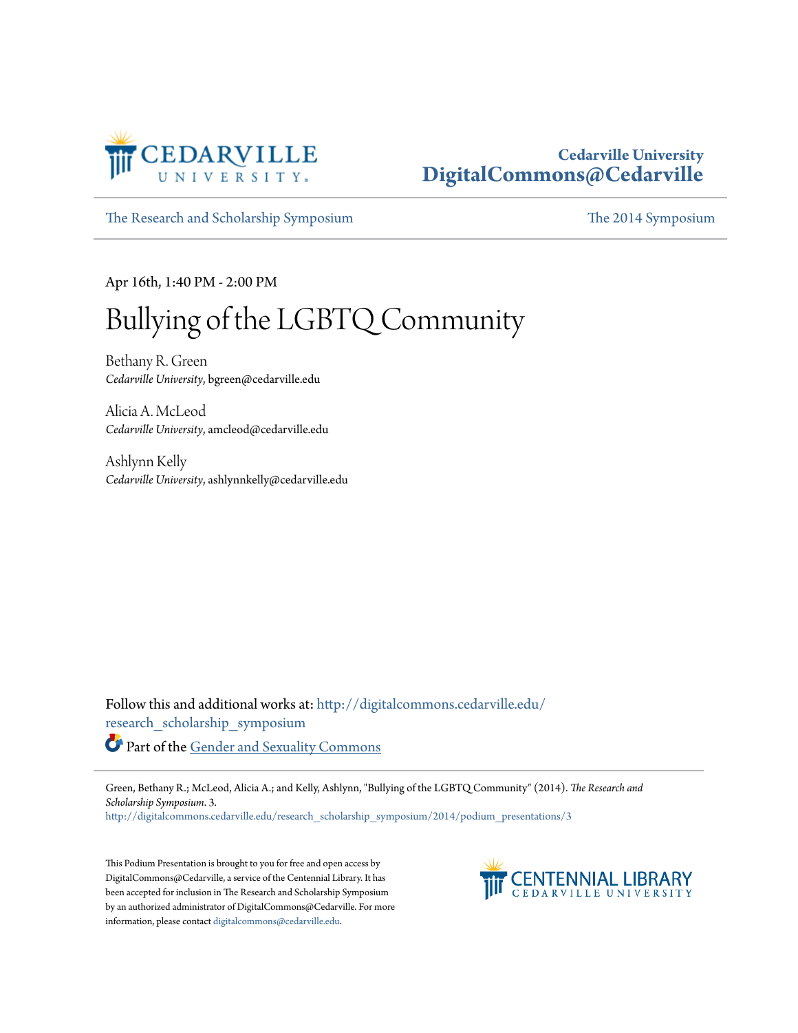Cedarville University
DigitalCommons@Cedarville

The Research and Scholarship Symposium | The 2014 Symposium

Apr 16th, 1:40 PM - 2:00 PM

# Bullying of the LGBTQ Community

Bethany R. Green
*Cedarville University*, bgreen@cedarville.edu

Alicia A. McLeod
*Cedarville University*, amcleod@cedarville.edu

Ashlynn Kelly
*Cedarville University*, ashlynnkelly@cedarville.edu

Follow this and additional works at: http://digitalcommons.cedarville.edu/research_scholarship_symposium

Part of the Gender and Sexuality Commons

Green, Bethany R.; McLeod, Alicia A.; and Kelly, Ashlynn, "Bullying of the LGBTQ Community" (2014). *The Research and Scholarship Symposium*. 3.
http://digitalcommons.cedarville.edu/research_scholarship_symposium/2014/podium_presentations/3

This Podium Presentation is brought to you for free and open access by DigitalCommons@Cedarville, a service of the Centennial Library. It has been accepted for inclusion in The Research and Scholarship Symposium by an authorized administrator of DigitalCommons@Cedarville. For more information, please contact digitalcommons@cedarville.edu.

CENTENNIAL LIBRARY
CEDARVILLE UNIVERSITY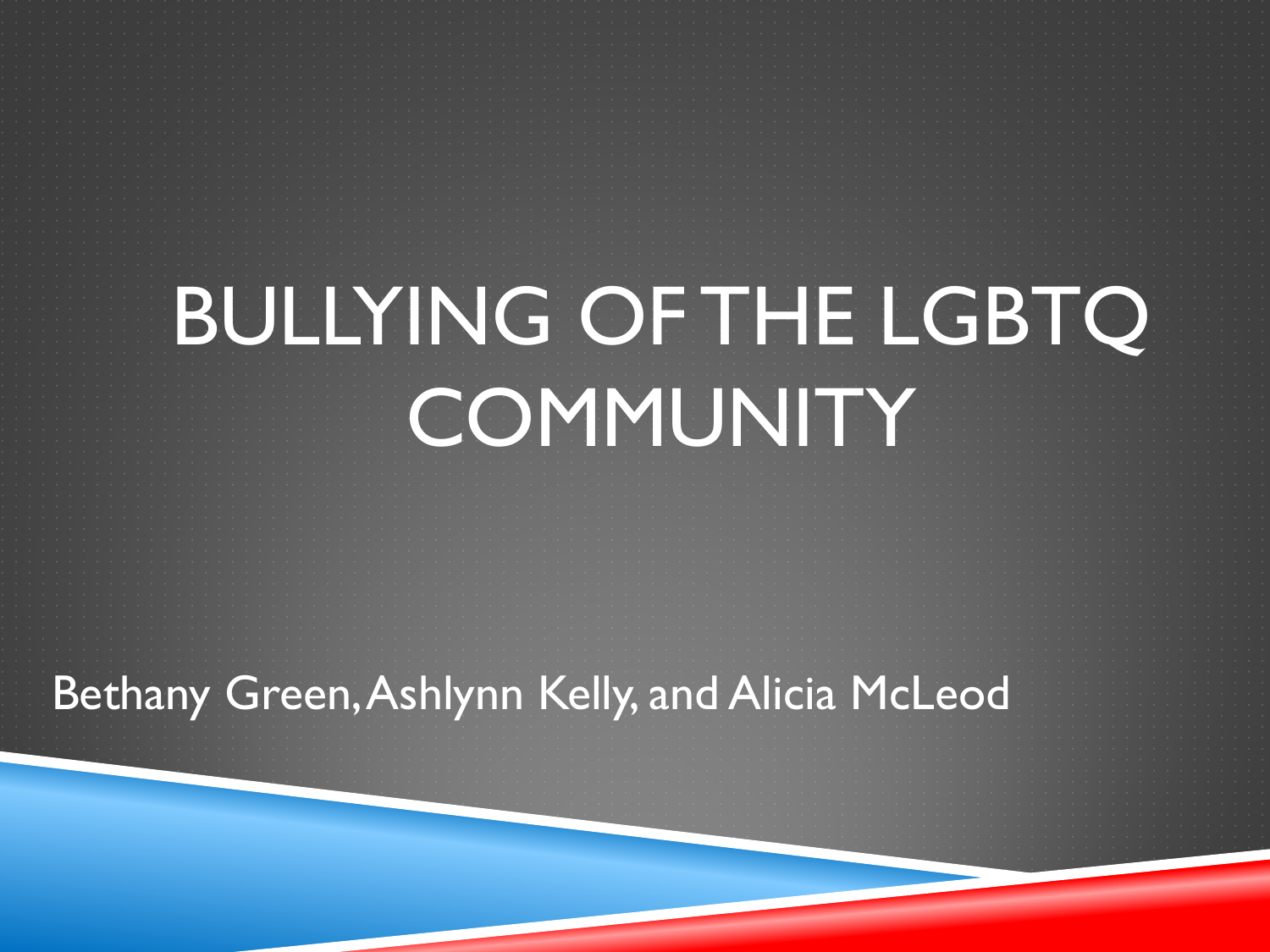# BULLYING OF THE LGBTQ COMMUNITY

Bethany Green, Ashlynn Kelly, and Alicia McLeod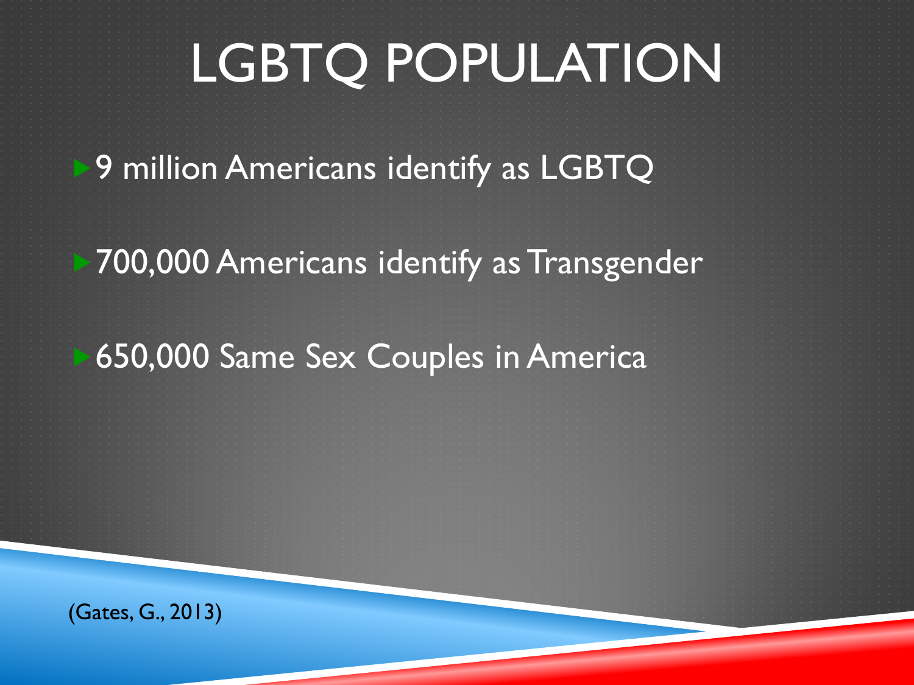# LGBTQ POPULATION

- 9 million Americans identify as LGBTQ
- 700,000 Americans identify as Transgender
- 650,000 Same Sex Couples in America

(Gates, G., 2013)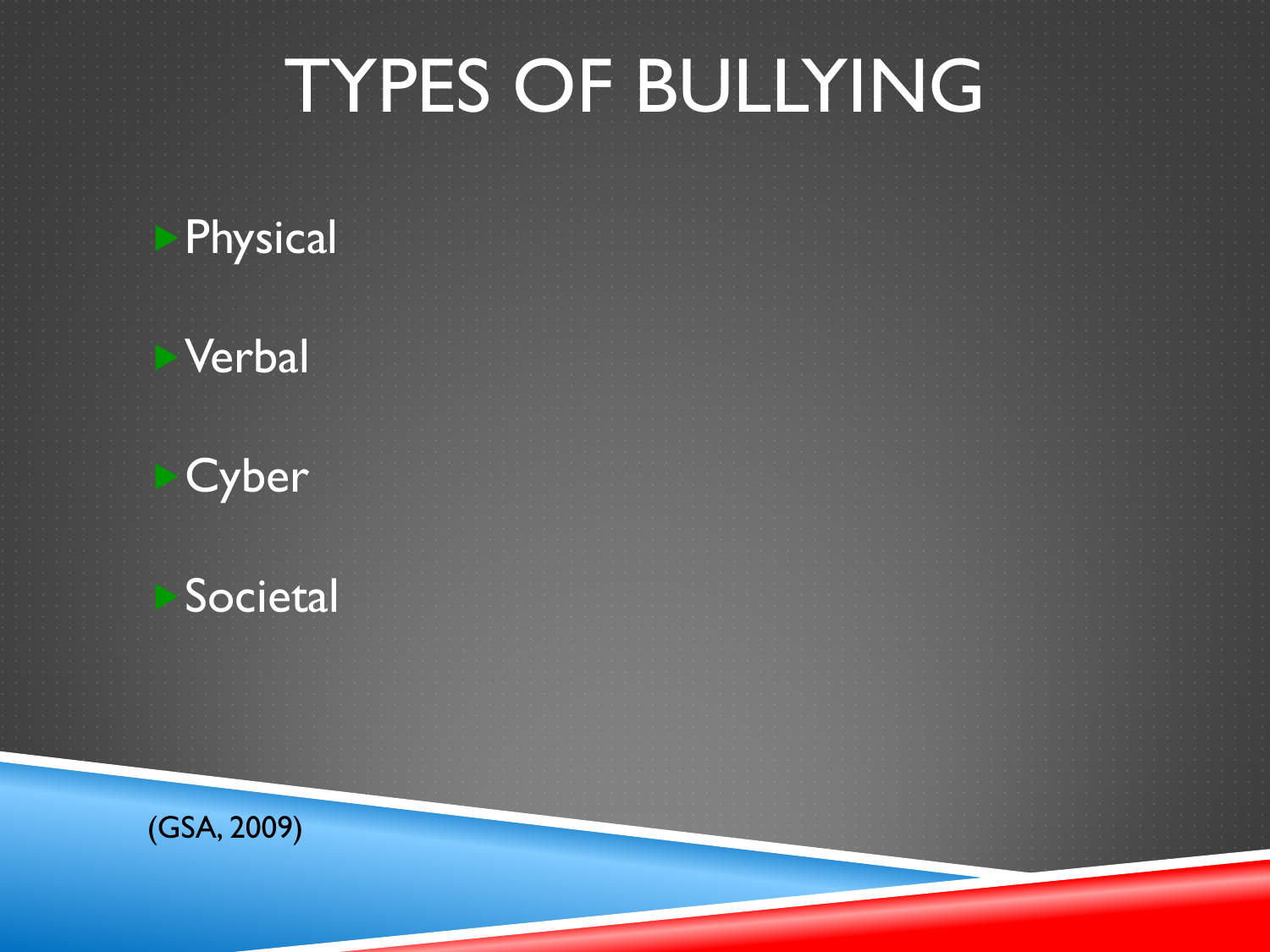# TYPES OF BULLYING

- Physical
- Verbal
- Cyber
- Societal

(GSA, 2009)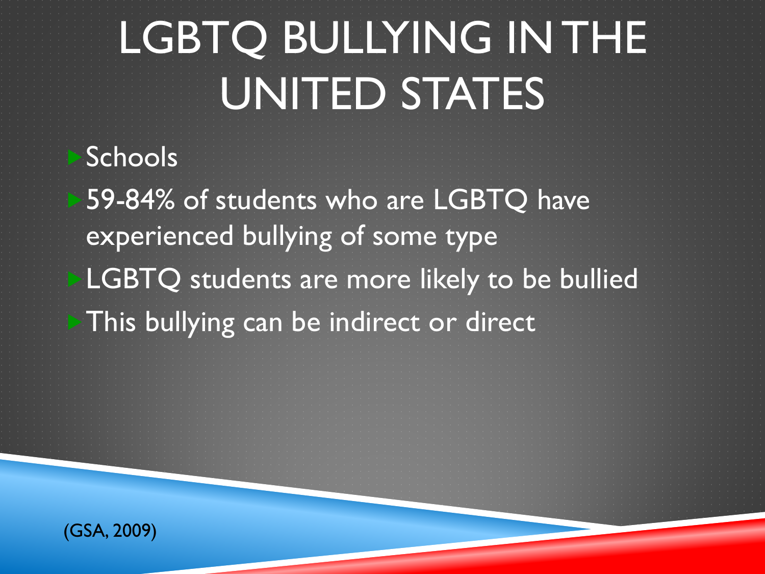# LGBTQ BULLYING IN THE UNITED STATES

- Schools
- 59-84% of students who are LGBTQ have experienced bullying of some type
- LGBTQ students are more likely to be bullied
- This bullying can be indirect or direct

(GSA, 2009)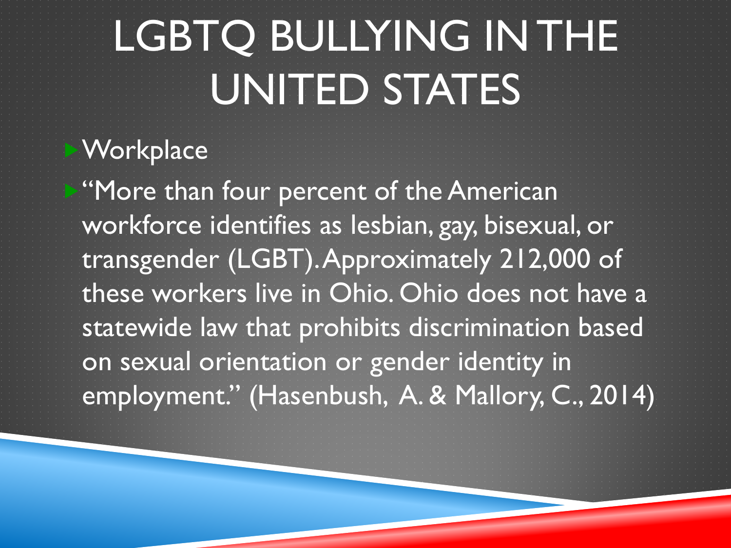# LGBTQ BULLYING IN THE UNITED STATES

- Workplace
- "More than four percent of the American workforce identifies as lesbian, gay, bisexual, or transgender (LGBT). Approximately 212,000 of these workers live in Ohio. Ohio does not have a statewide law that prohibits discrimination based on sexual orientation or gender identity in employment." (Hasenbush, A. & Mallory, C., 2014)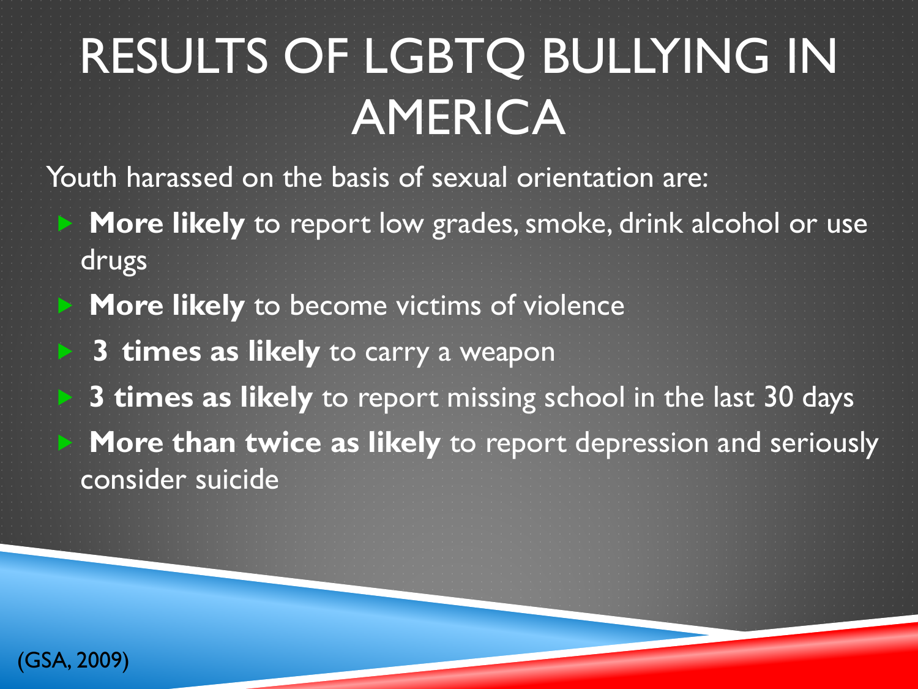# RESULTS OF LGBTQ BULLYING IN AMERICA

Youth harassed on the basis of sexual orientation are:

- **More likely** to report low grades, smoke, drink alcohol or use drugs
- **More likely** to become victims of violence
- **3 times as likely** to carry a weapon
- **3 times as likely** to report missing school in the last 30 days
- **More than twice as likely** to report depression and seriously consider suicide

(GSA, 2009)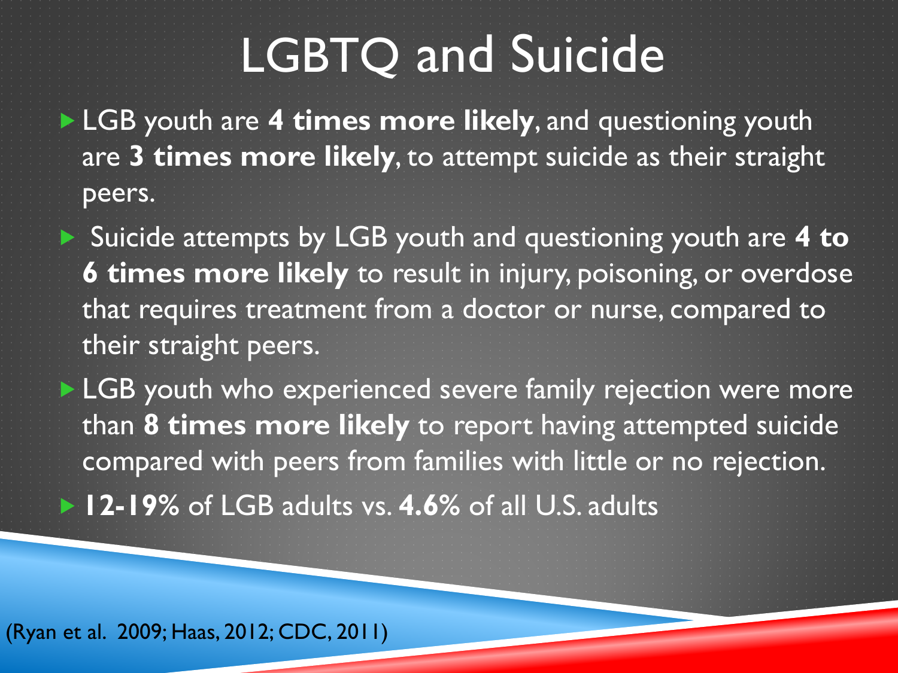# LGBTQ and Suicide

- LGB youth are **4 times more likely**, and questioning youth are **3 times more likely**, to attempt suicide as their straight peers.
- Suicide attempts by LGB youth and questioning youth are **4 to 6 times more likely** to result in injury, poisoning, or overdose that requires treatment from a doctor or nurse, compared to their straight peers.
- LGB youth who experienced severe family rejection were more than **8 times more likely** to report having attempted suicide compared with peers from families with little or no rejection.
- **12-19%** of LGB adults vs. **4.6%** of all U.S. adults

(Ryan et al. 2009; Haas, 2012; CDC, 2011)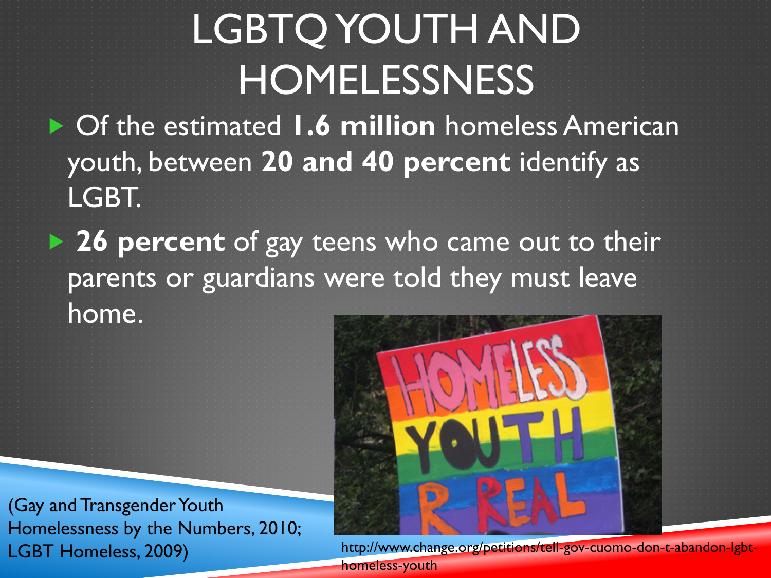# LGBTQ YOUTH AND HOMELESSNESS

- Of the estimated **1.6 million** homeless American youth, between **20 and 40 percent** identify as LGBT.
- **26 percent** of gay teens who came out to their parents or guardians were told they must leave home.

(Gay and Transgender Youth Homelessness by the Numbers, 2010; LGBT Homeless, 2009)

http://www.change.org/petitions/tell-gov-cuomo-don-t-abandon-lgbt-homeless-youth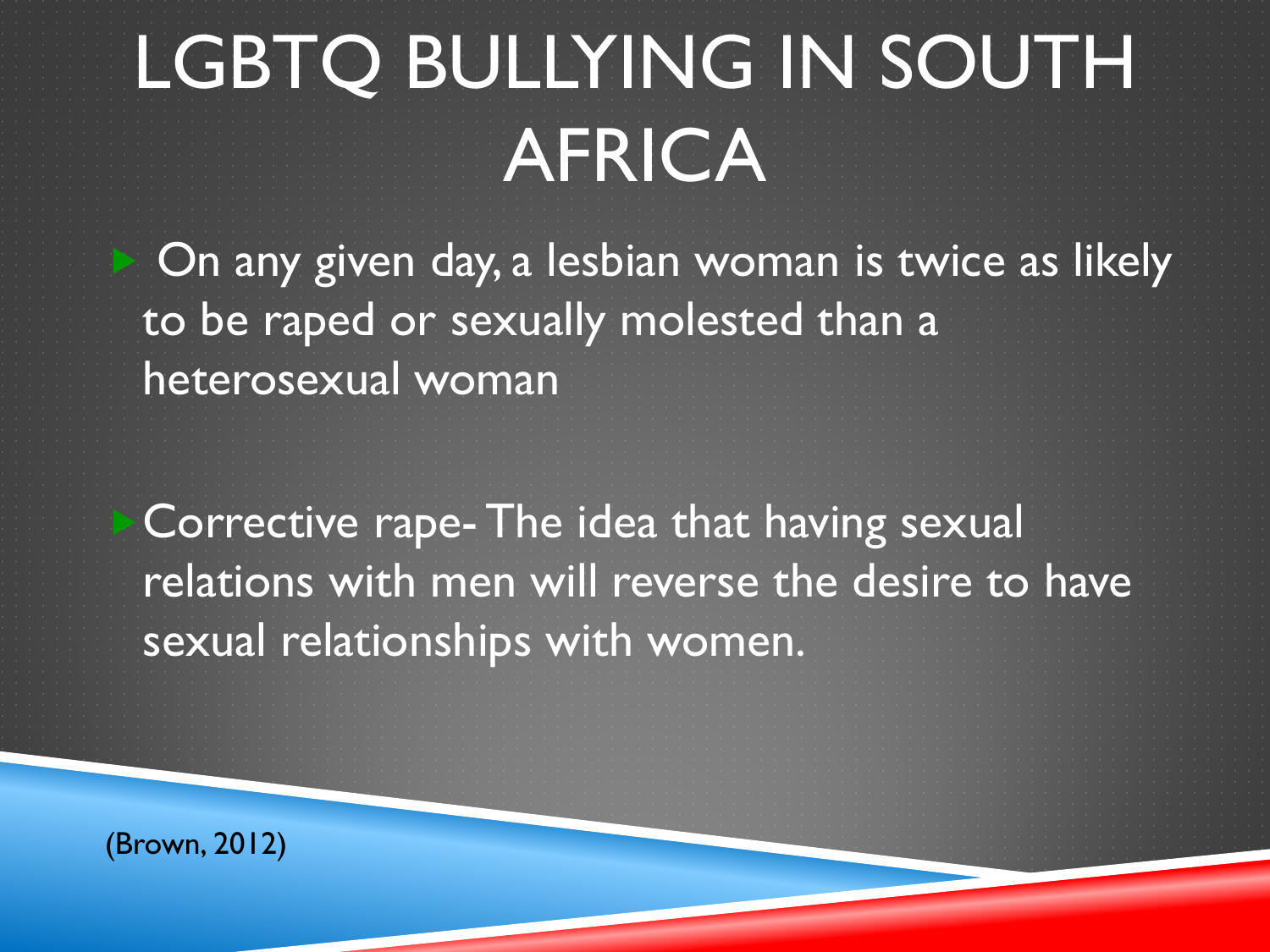# LGBTQ BULLYING IN SOUTH AFRICA

- On any given day, a lesbian woman is twice as likely to be raped or sexually molested than a heterosexual woman

- Corrective rape- The idea that having sexual relations with men will reverse the desire to have sexual relationships with women.

(Brown, 2012)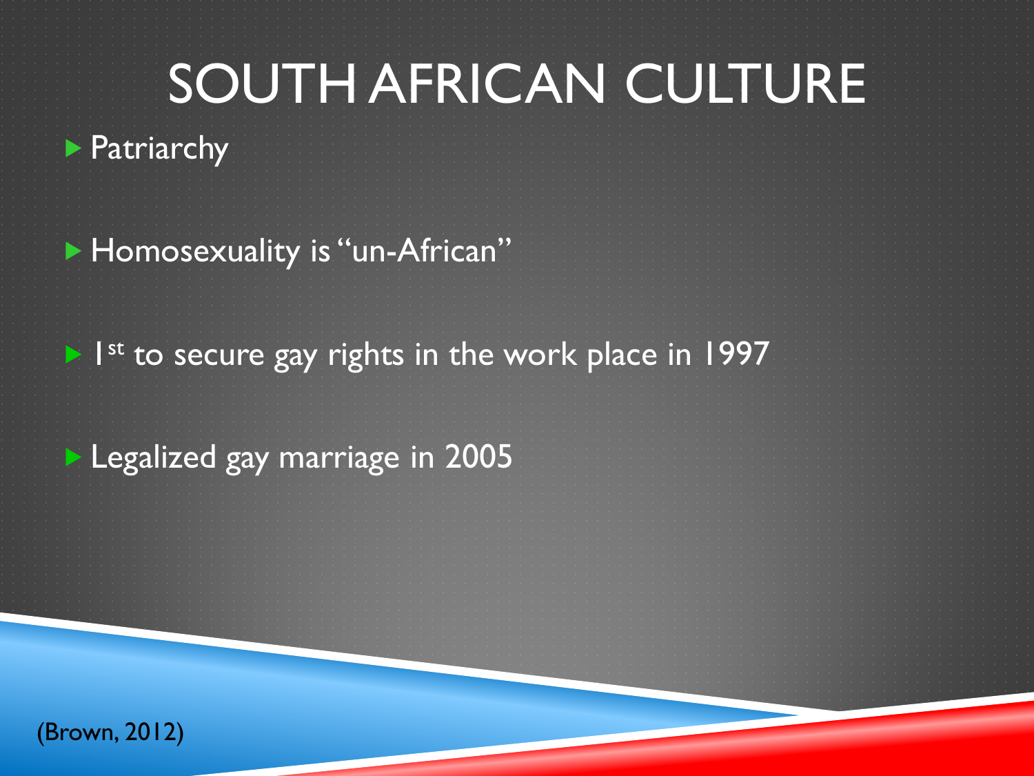# SOUTH AFRICAN CULTURE

- Patriarchy
- Homosexuality is "un-African"
- 1st to secure gay rights in the work place in 1997
- Legalized gay marriage in 2005

(Brown, 2012)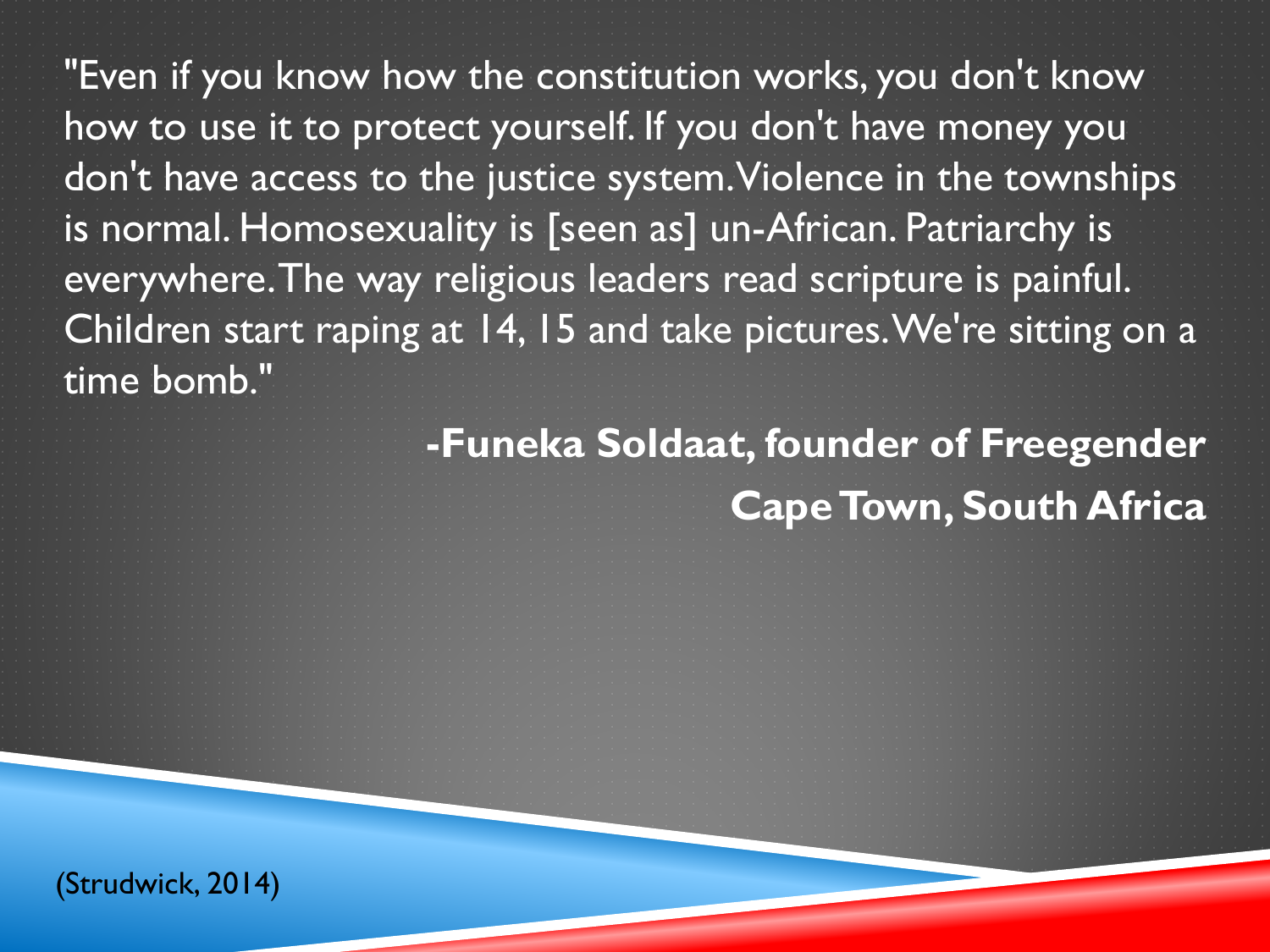"Even if you know how the constitution works, you don't know how to use it to protect yourself. If you don't have money you don't have access to the justice system. Violence in the townships is normal. Homosexuality is [seen as] un-African. Patriarchy is everywhere. The way religious leaders read scripture is painful. Children start raping at 14, 15 and take pictures. We're sitting on a time bomb."

**-Funeka Soldaat, founder of Freegender**
**Cape Town, South Africa**

(Strudwick, 2014)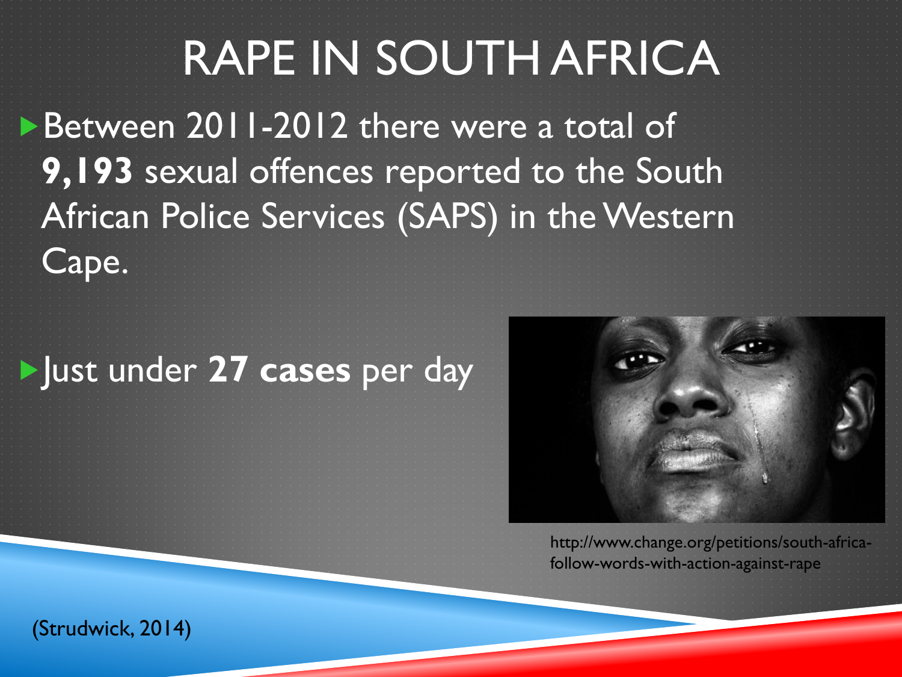# RAPE IN SOUTH AFRICA

- Between 2011-2012 there were a total of **9,193** sexual offences reported to the South African Police Services (SAPS) in the Western Cape.

- Just under **27 cases** per day

http://www.change.org/petitions/south-africa-follow-words-with-action-against-rape

(Strudwick, 2014)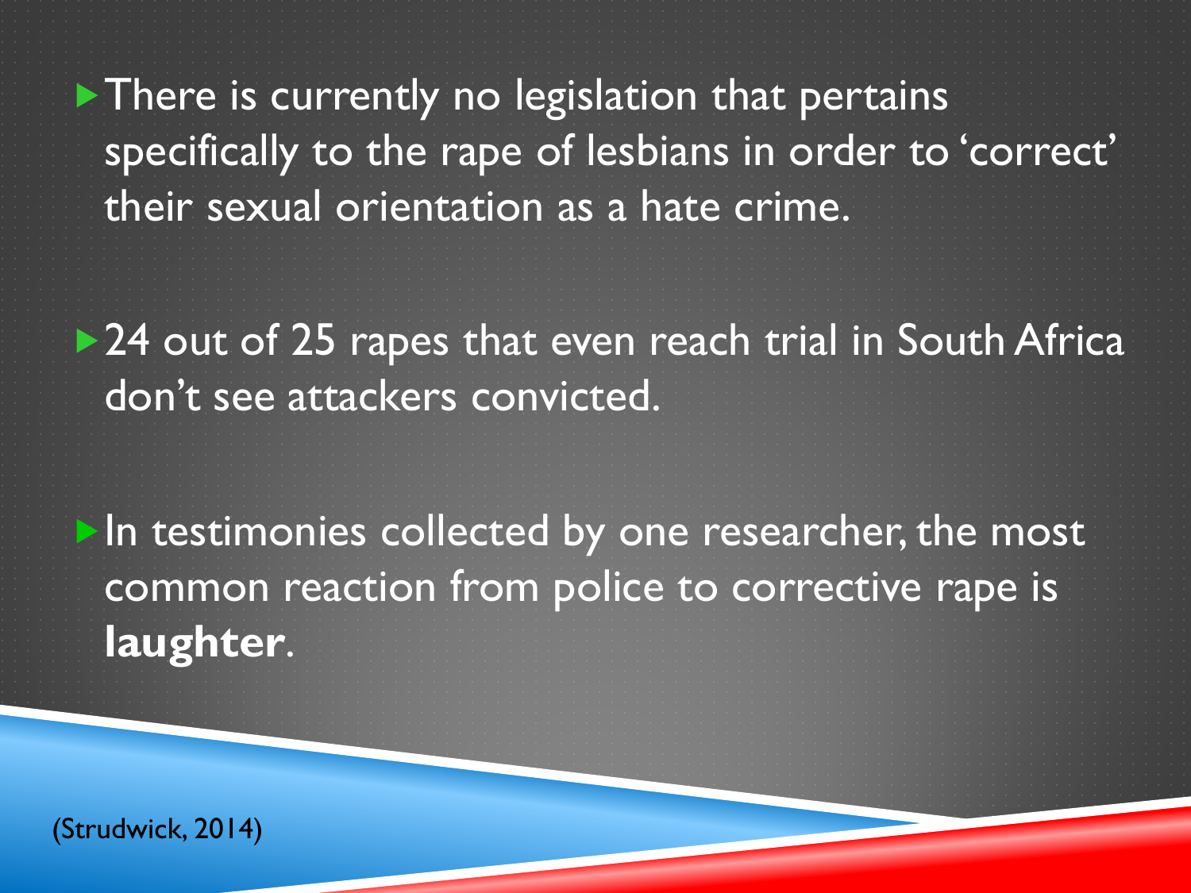- There is currently no legislation that pertains specifically to the rape of lesbians in order to 'correct' their sexual orientation as a hate crime.

- 24 out of 25 rapes that even reach trial in South Africa don't see attackers convicted.

- In testimonies collected by one researcher, the most common reaction from police to corrective rape is **laughter**.

(Strudwick, 2014)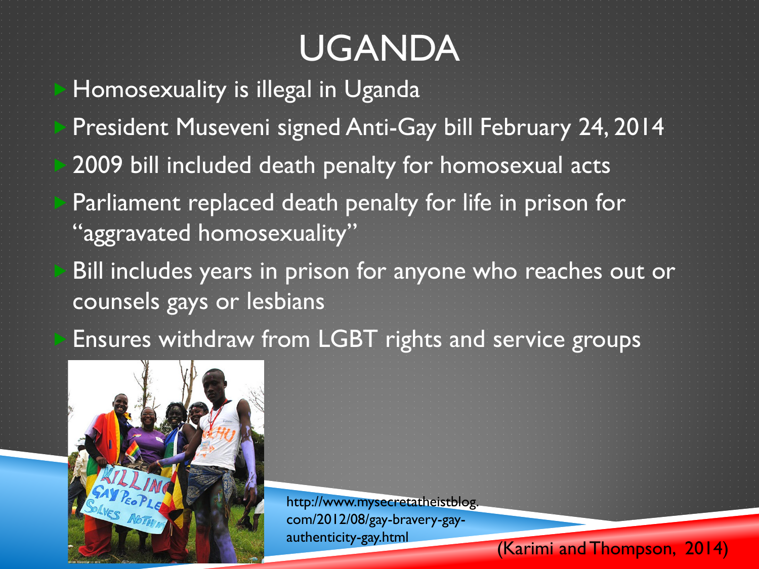# UGANDA

- Homosexuality is illegal in Uganda
- President Museveni signed Anti-Gay bill February 24, 2014
- 2009 bill included death penalty for homosexual acts
- Parliament replaced death penalty for life in prison for "aggravated homosexuality"
- Bill includes years in prison for anyone who reaches out or counsels gays or lesbians
- Ensures withdraw from LGBT rights and service groups

http://www.mysecretatheistblog.com/2012/08/gay-bravery-gay-authenticity-gay.html

(Karimi and Thompson, 2014)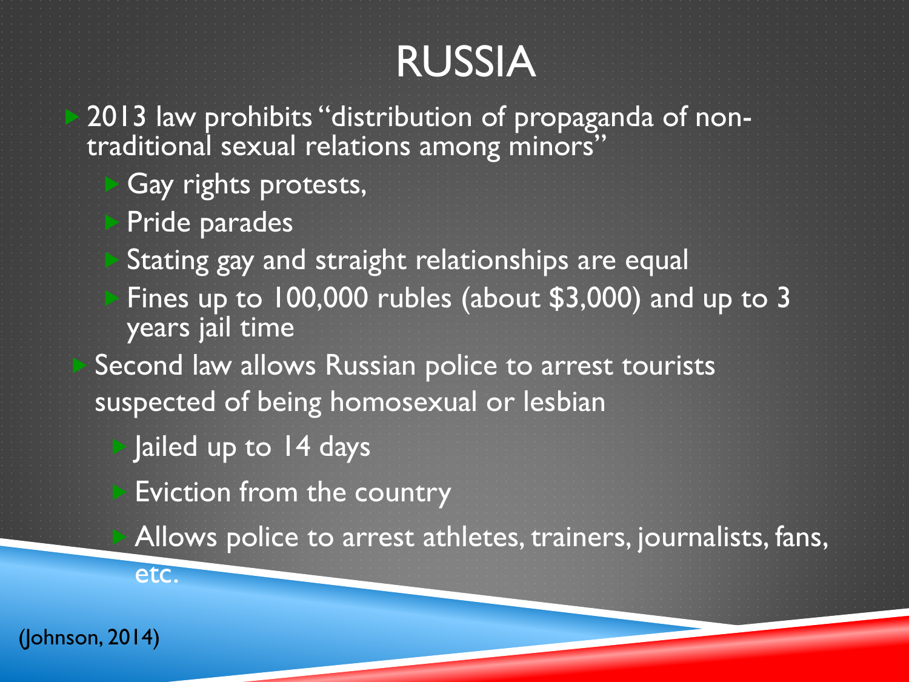# RUSSIA

- 2013 law prohibits "distribution of propaganda of non-traditional sexual relations among minors"
  - Gay rights protests,
  - Pride parades
  - Stating gay and straight relationships are equal
  - Fines up to 100,000 rubles (about $3,000) and up to 3 years jail time
- Second law allows Russian police to arrest tourists suspected of being homosexual or lesbian
  - Jailed up to 14 days
  - Eviction from the country
  - Allows police to arrest athletes, trainers, journalists, fans, etc.

(Johnson, 2014)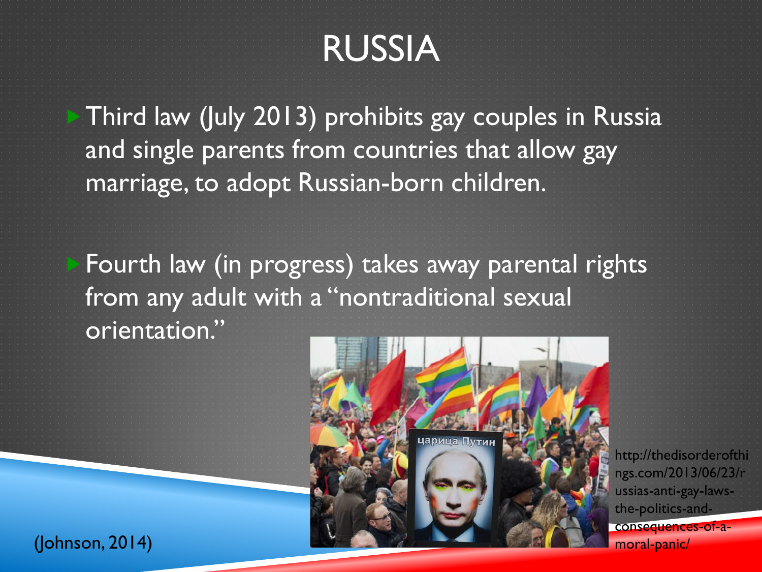# RUSSIA

- Third law (July 2013) prohibits gay couples in Russia and single parents from countries that allow gay marriage, to adopt Russian-born children.
- Fourth law (in progress) takes away parental rights from any adult with a "nontraditional sexual orientation."

http://thedisorderofthings.com/2013/06/23/russias-anti-gay-laws-the-politics-and-consequences-of-a-moral-panic/

(Johnson, 2014)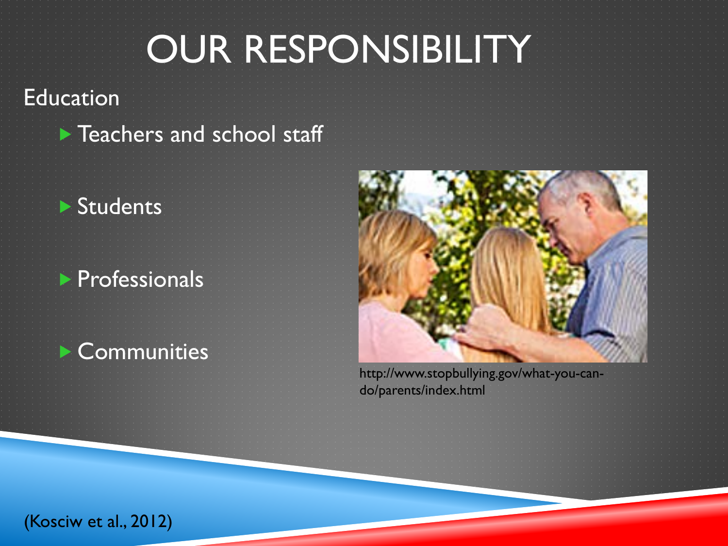# OUR RESPONSIBILITY

Education

- Teachers and school staff
- Students
- Professionals
- Communities

http://www.stopbullying.gov/what-you-can-do/parents/index.html

(Kosciw et al., 2012)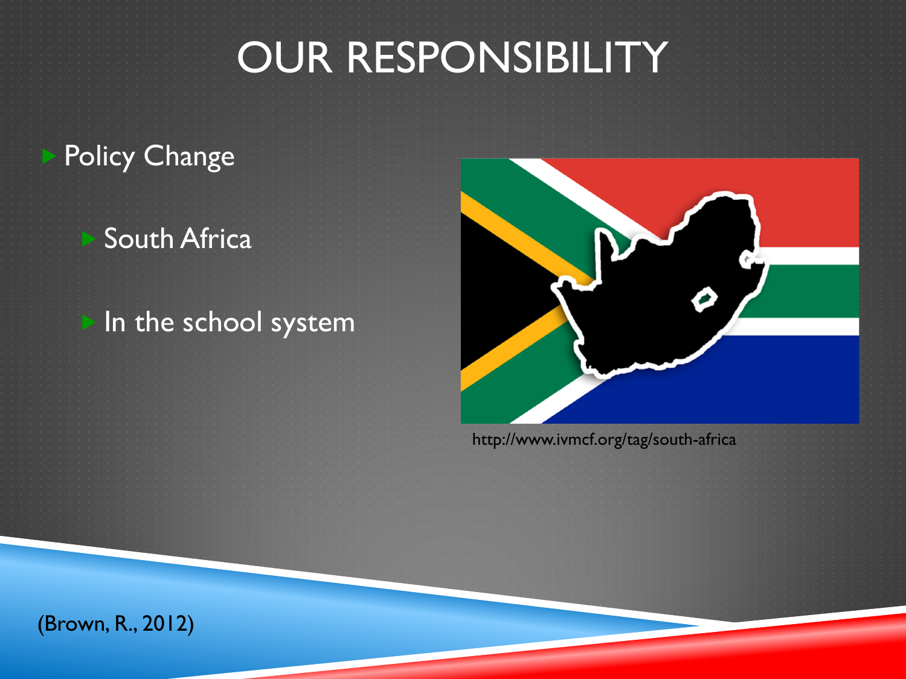# OUR RESPONSIBILITY

- Policy Change
  - South Africa
  - In the school system

http://www.ivmcf.org/tag/south-africa

(Brown, R., 2012)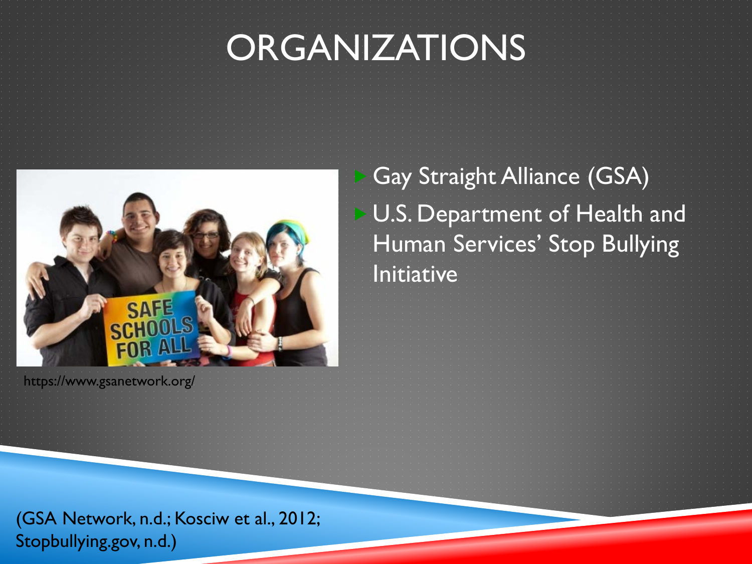# ORGANIZATIONS

https://www.gsanetwork.org/

- Gay Straight Alliance (GSA)
- U.S. Department of Health and Human Services' Stop Bullying Initiative

(GSA Network, n.d.; Kosciw et al., 2012; Stopbullying.gov, n.d.)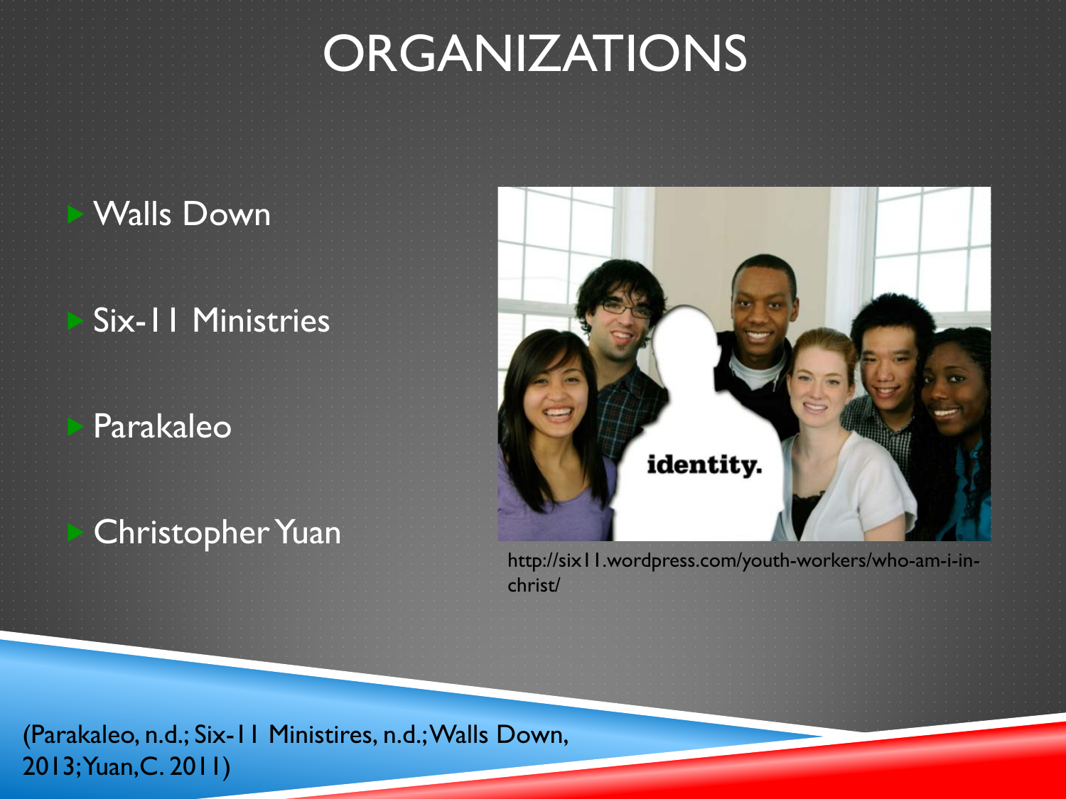# ORGANIZATIONS

- Walls Down
- Six-11 Ministries
- Parakaleo
- Christopher Yuan

http://six11.wordpress.com/youth-workers/who-am-i-in-christ/

(Parakaleo, n.d.; Six-11 Ministires, n.d.; Walls Down, 2013; Yuan, C. 2011)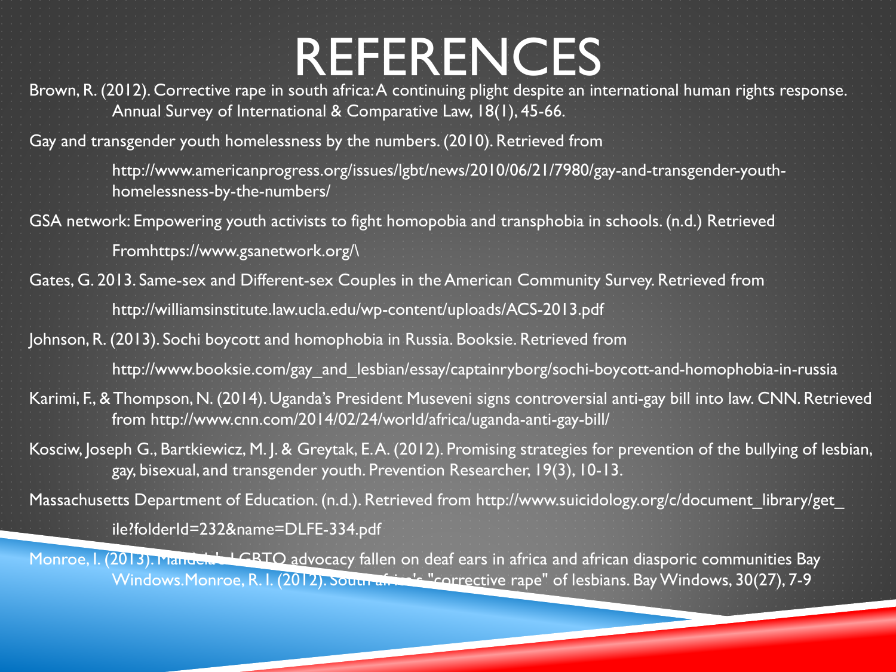# REFERENCES

Brown, R. (2012). Corrective rape in south africa: A continuing plight despite an international human rights response. Annual Survey of International & Comparative Law, 18(1), 45-66.

Gay and transgender youth homelessness by the numbers. (2010). Retrieved from

http://www.americanprogress.org/issues/lgbt/news/2010/06/21/7980/gay-and-transgender-youth-homelessness-by-the-numbers/

GSA network: Empowering youth activists to fight homopobia and transphobia in schools. (n.d.) Retrieved

Fromhttps://www.gsanetwork.org/\

Gates, G. 2013. Same-sex and Different-sex Couples in the American Community Survey. Retrieved from

http://williamsinstitute.law.ucla.edu/wp-content/uploads/ACS-2013.pdf

Johnson, R. (2013). Sochi boycott and homophobia in Russia. Booksie. Retrieved from

http://www.booksie.com/gay_and_lesbian/essay/captainryborg/sochi-boycott-and-homophobia-in-russia

Karimi, F., & Thompson, N. (2014). Uganda's President Museveni signs controversial anti-gay bill into law. CNN. Retrieved from http://www.cnn.com/2014/02/24/world/africa/uganda-anti-gay-bill/

Kosciw, Joseph G., Bartkiewicz, M. J. & Greytak, E. A. (2012). Promising strategies for prevention of the bullying of lesbian, gay, bisexual, and transgender youth. Prevention Researcher, 19(3), 10-13.

Massachusetts Department of Education. (n.d.). Retrieved from http://www.suicidology.org/c/document_library/get_

ile?folderId=232&name=DLFE-334.pdf

Monroe, I. (2013). Mandela's LGBTQ advocacy fallen on deaf ears in africa and african diasporic communities Bay Windows.Monroe, R. I. (2012). South africa's "corrective rape" of lesbians. Bay Windows, 30(27), 7-9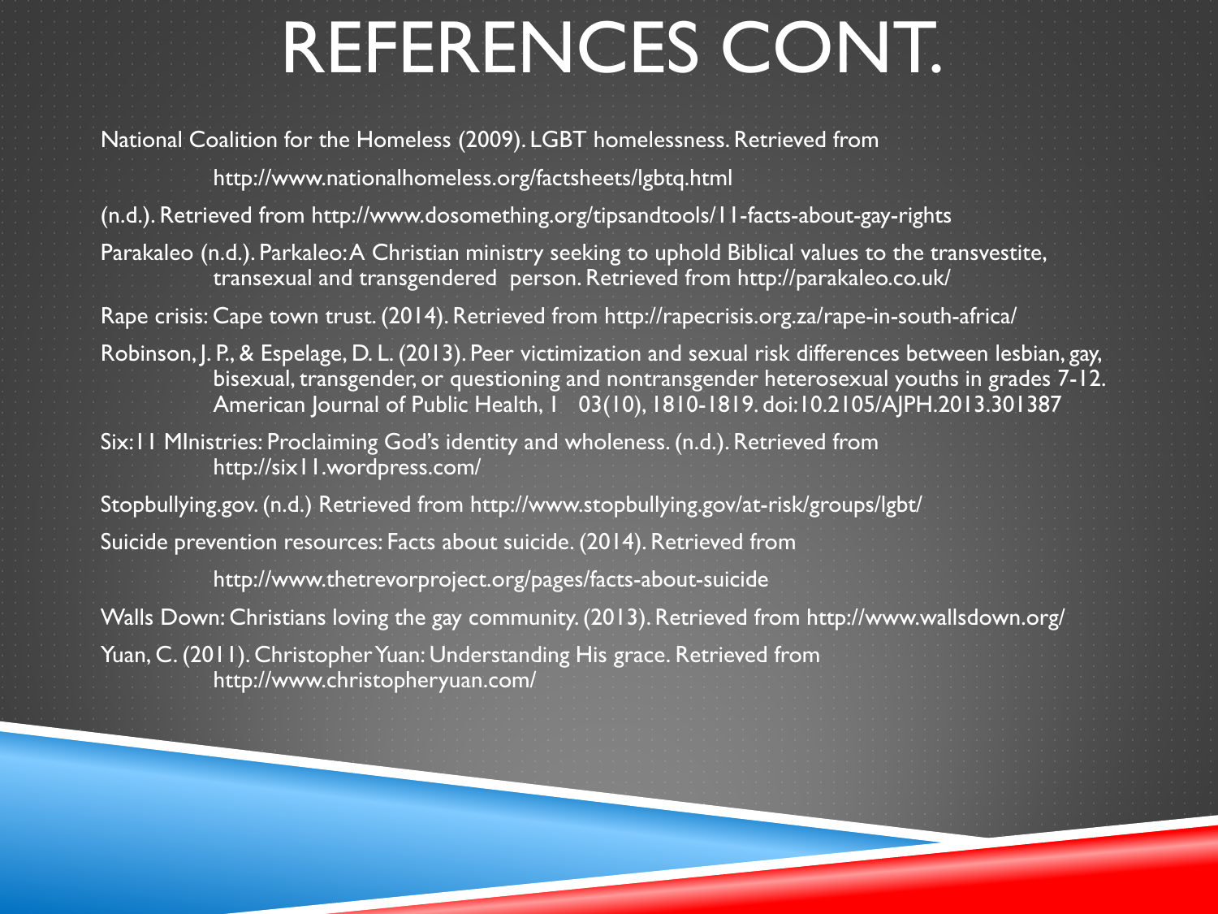# REFERENCES CONT.

National Coalition for the Homeless (2009). LGBT homelessness. Retrieved from http://www.nationalhomeless.org/factsheets/lgbtq.html

(n.d.). Retrieved from http://www.dosomething.org/tipsandtools/11-facts-about-gay-rights

Parakaleo (n.d.). Parkaleo: A Christian ministry seeking to uphold Biblical values to the transvestite, transexual and transgendered person. Retrieved from http://parakaleo.co.uk/

Rape crisis: Cape town trust. (2014). Retrieved from http://rapecrisis.org.za/rape-in-south-africa/

Robinson, J. P., & Espelage, D. L. (2013). Peer victimization and sexual risk differences between lesbian, gay, bisexual, transgender, or questioning and nontransgender heterosexual youths in grades 7-12. American Journal of Public Health, 1 03(10), 1810-1819. doi:10.2105/AJPH.2013.301387

Six:11 MInistries: Proclaiming God's identity and wholeness. (n.d.). Retrieved from http://six11.wordpress.com/

Stopbullying.gov. (n.d.) Retrieved from http://www.stopbullying.gov/at-risk/groups/lgbt/

Suicide prevention resources: Facts about suicide. (2014). Retrieved from http://www.thetrevorproject.org/pages/facts-about-suicide

Walls Down: Christians loving the gay community. (2013). Retrieved from http://www.wallsdown.org/

Yuan, C. (2011). Christopher Yuan: Understanding His grace. Retrieved from http://www.christopheryuan.com/